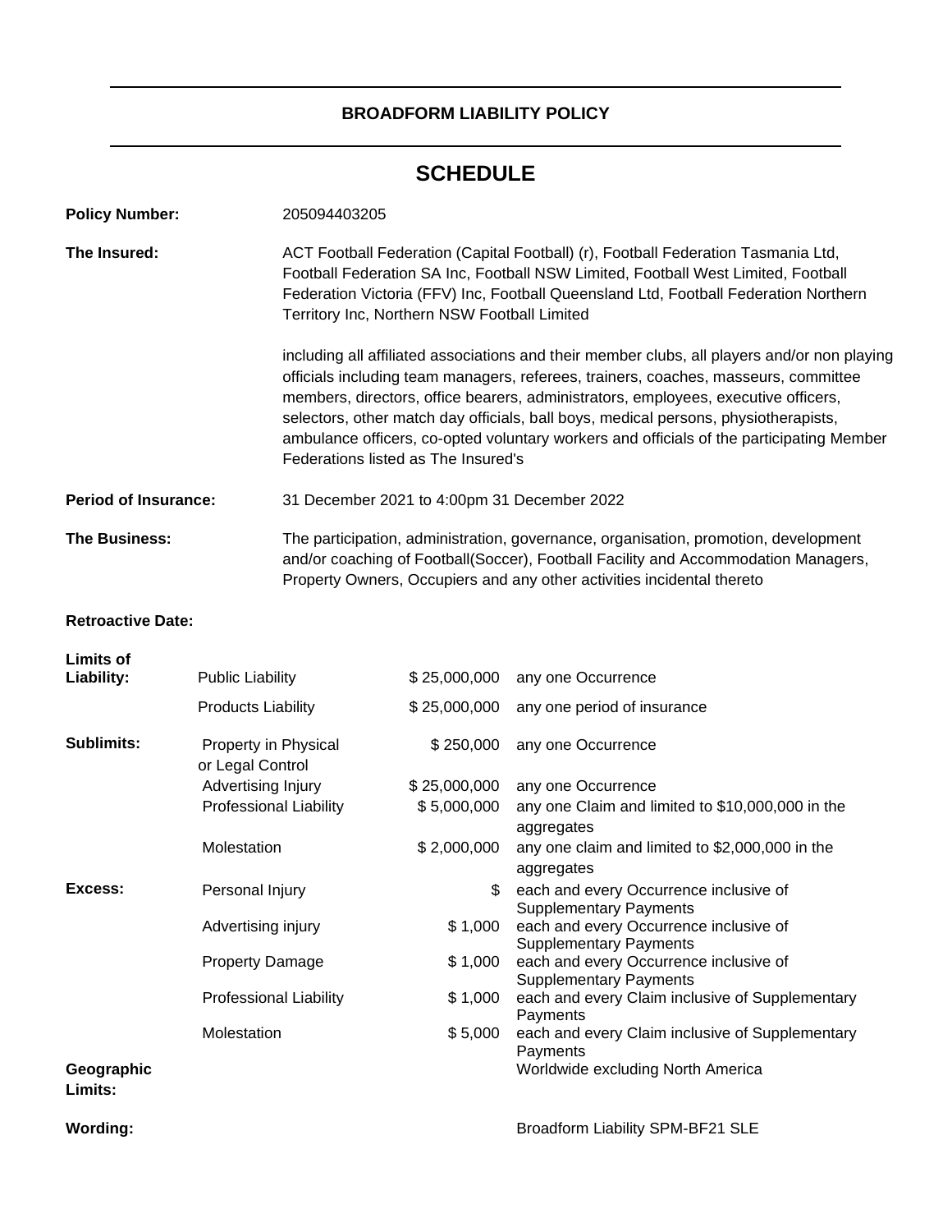# BROADFORM LIABILITY POLICY

## SCHEDULE

**Policy Number:** 205094403205

**The Insured:** ACT Football Federation (Capital Football) (r), Football Federation Tasmania Ltd, Football Federation SA Inc, Football NSW Limited, Football West Limited, Football Federation Victoria (FFV) Inc, Football Queensland Ltd, Football Federation Northern Territory Inc, Northern NSW Football Limited

including all affiliated associations and their member clubs, all players and/or non playing officials including team managers, referees, trainers, coaches, masseurs, committee members, directors, office bearers, administrators, employees, executive officers, selectors, other match day officials, ball boys, medical persons, physiotherapists, ambulance officers, co-opted voluntary workers and officials of the participating Member Federations listed as The Insured's

**Period of Insurance:** 31 December 2021 to 4:00pm 31 December 2022

**The Business:** The participation, administration, governance, organisation, promotion, development and/or coaching of Football(Soccer), Football Facility and Accommodation Managers, Property Owners, Occupiers and any other activities incidental thereto

**Retroactive Date:**

| | | | |
|---|---|---|---|
| **Limits of Liability:** | Public Liability | $ 25,000,000 | any one Occurrence |
| | Products Liability | $ 25,000,000 | any one period of insurance |
| **Sublimits:** | Property in Physical or Legal Control | $ 250,000 | any one Occurrence |
| | Advertising Injury | $ 25,000,000 | any one Occurrence |
| | Professional Liability | $ 5,000,000 | any one Claim and limited to $10,000,000 in the aggregates |
| | Molestation | $ 2,000,000 | any one claim and limited to $2,000,000 in the aggregates |
| **Excess:** | Personal Injury | $ | each and every Occurrence inclusive of Supplementary Payments |
| | Advertising injury | $ 1,000 | each and every Occurrence inclusive of Supplementary Payments |
| | Property Damage | $ 1,000 | each and every Occurrence inclusive of Supplementary Payments |
| | Professional Liability | $ 1,000 | each and every Claim inclusive of Supplementary Payments |
| | Molestation | $ 5,000 | each and every Claim inclusive of Supplementary Payments |
| **Geographic Limits:** | | | Worldwide excluding North America |
| **Wording:** | | | Broadform Liability SPM-BF21 SLE |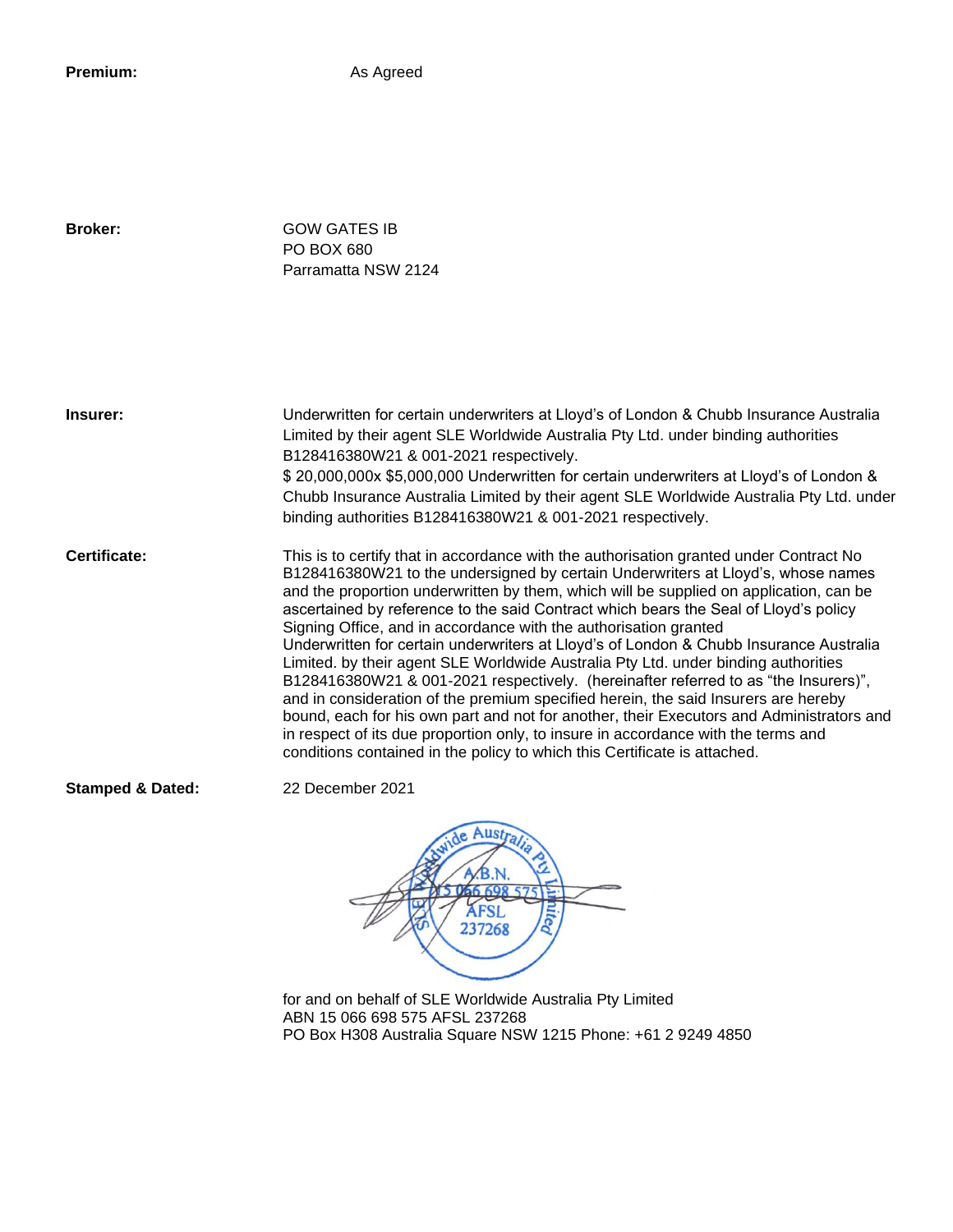**Premium:** As Agreed

**Broker:** GOW GATES IB
PO BOX 680
Parramatta NSW 2124

**Insurer:** Underwritten for certain underwriters at Lloyd's of London & Chubb Insurance Australia Limited by their agent SLE Worldwide Australia Pty Ltd. under binding authorities B128416380W21 & 001-2021 respectively.
$ 20,000,000x $5,000,000 Underwritten for certain underwriters at Lloyd's of London & Chubb Insurance Australia Limited by their agent SLE Worldwide Australia Pty Ltd. under binding authorities B128416380W21 & 001-2021 respectively.

**Certificate:** This is to certify that in accordance with the authorisation granted under Contract No B128416380W21 to the undersigned by certain Underwriters at Lloyd's, whose names and the proportion underwritten by them, which will be supplied on application, can be ascertained by reference to the said Contract which bears the Seal of Lloyd's policy Signing Office, and in accordance with the authorisation granted
Underwritten for certain underwriters at Lloyd's of London & Chubb Insurance Australia Limited. by their agent SLE Worldwide Australia Pty Ltd. under binding authorities B128416380W21 & 001-2021 respectively. (hereinafter referred to as "the Insurers)", and in consideration of the premium specified herein, the said Insurers are hereby bound, each for his own part and not for another, their Executors and Administrators and in respect of its due proportion only, to insure in accordance with the terms and conditions contained in the policy to which this Certificate is attached.

**Stamped & Dated:** 22 December 2021

SLE Worldwide Australia Pty Limited A.B.N. 15 066 698 575 AFSL 237268

for and on behalf of SLE Worldwide Australia Pty Limited
ABN 15 066 698 575 AFSL 237268
PO Box H308 Australia Square NSW 1215 Phone: +61 2 9249 4850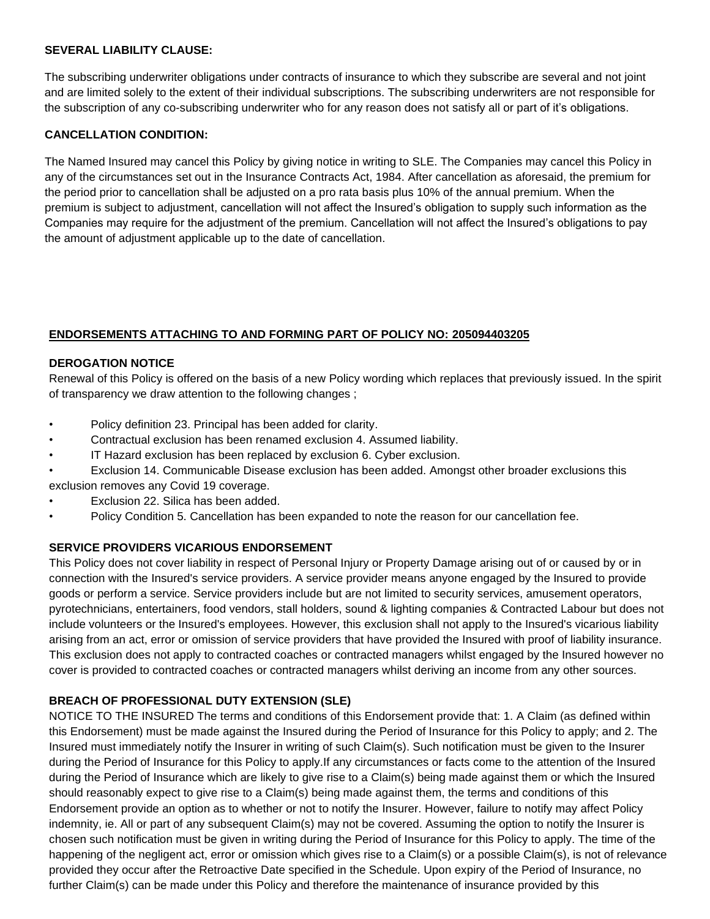**SEVERAL LIABILITY CLAUSE:**

The subscribing underwriter obligations under contracts of insurance to which they subscribe are several and not joint and are limited solely to the extent of their individual subscriptions. The subscribing underwriters are not responsible for the subscription of any co-subscribing underwriter who for any reason does not satisfy all or part of it's obligations.

**CANCELLATION CONDITION:**

The Named Insured may cancel this Policy by giving notice in writing to SLE. The Companies may cancel this Policy in any of the circumstances set out in the Insurance Contracts Act, 1984. After cancellation as aforesaid, the premium for the period prior to cancellation shall be adjusted on a pro rata basis plus 10% of the annual premium. When the premium is subject to adjustment, cancellation will not affect the Insured's obligation to supply such information as the Companies may require for the adjustment of the premium. Cancellation will not affect the Insured's obligations to pay the amount of adjustment applicable up to the date of cancellation.

**ENDORSEMENTS ATTACHING TO AND FORMING PART OF POLICY NO: 205094403205**

**DEROGATION NOTICE**

Renewal of this Policy is offered on the basis of a new Policy wording which replaces that previously issued. In the spirit of transparency we draw attention to the following changes ;

- Policy definition 23. Principal has been added for clarity.
- Contractual exclusion has been renamed exclusion 4. Assumed liability.
- IT Hazard exclusion has been replaced by exclusion 6. Cyber exclusion.
- Exclusion 14. Communicable Disease exclusion has been added. Amongst other broader exclusions this exclusion removes any Covid 19 coverage.
- Exclusion 22. Silica has been added.
- Policy Condition 5. Cancellation has been expanded to note the reason for our cancellation fee.

**SERVICE PROVIDERS VICARIOUS ENDORSEMENT**

This Policy does not cover liability in respect of Personal Injury or Property Damage arising out of or caused by or in connection with the Insured's service providers. A service provider means anyone engaged by the Insured to provide goods or perform a service. Service providers include but are not limited to security services, amusement operators, pyrotechnicians, entertainers, food vendors, stall holders, sound & lighting companies & Contracted Labour but does not include volunteers or the Insured's employees. However, this exclusion shall not apply to the Insured's vicarious liability arising from an act, error or omission of service providers that have provided the Insured with proof of liability insurance. This exclusion does not apply to contracted coaches or contracted managers whilst engaged by the Insured however no cover is provided to contracted coaches or contracted managers whilst deriving an income from any other sources.

**BREACH OF PROFESSIONAL DUTY EXTENSION (SLE)**

NOTICE TO THE INSURED The terms and conditions of this Endorsement provide that: 1. A Claim (as defined within this Endorsement) must be made against the Insured during the Period of Insurance for this Policy to apply; and 2. The Insured must immediately notify the Insurer in writing of such Claim(s). Such notification must be given to the Insurer during the Period of Insurance for this Policy to apply.If any circumstances or facts come to the attention of the Insured during the Period of Insurance which are likely to give rise to a Claim(s) being made against them or which the Insured should reasonably expect to give rise to a Claim(s) being made against them, the terms and conditions of this Endorsement provide an option as to whether or not to notify the Insurer. However, failure to notify may affect Policy indemnity, ie. All or part of any subsequent Claim(s) may not be covered. Assuming the option to notify the Insurer is chosen such notification must be given in writing during the Period of Insurance for this Policy to apply. The time of the happening of the negligent act, error or omission which gives rise to a Claim(s) or a possible Claim(s), is not of relevance provided they occur after the Retroactive Date specified in the Schedule. Upon expiry of the Period of Insurance, no further Claim(s) can be made under this Policy and therefore the maintenance of insurance provided by this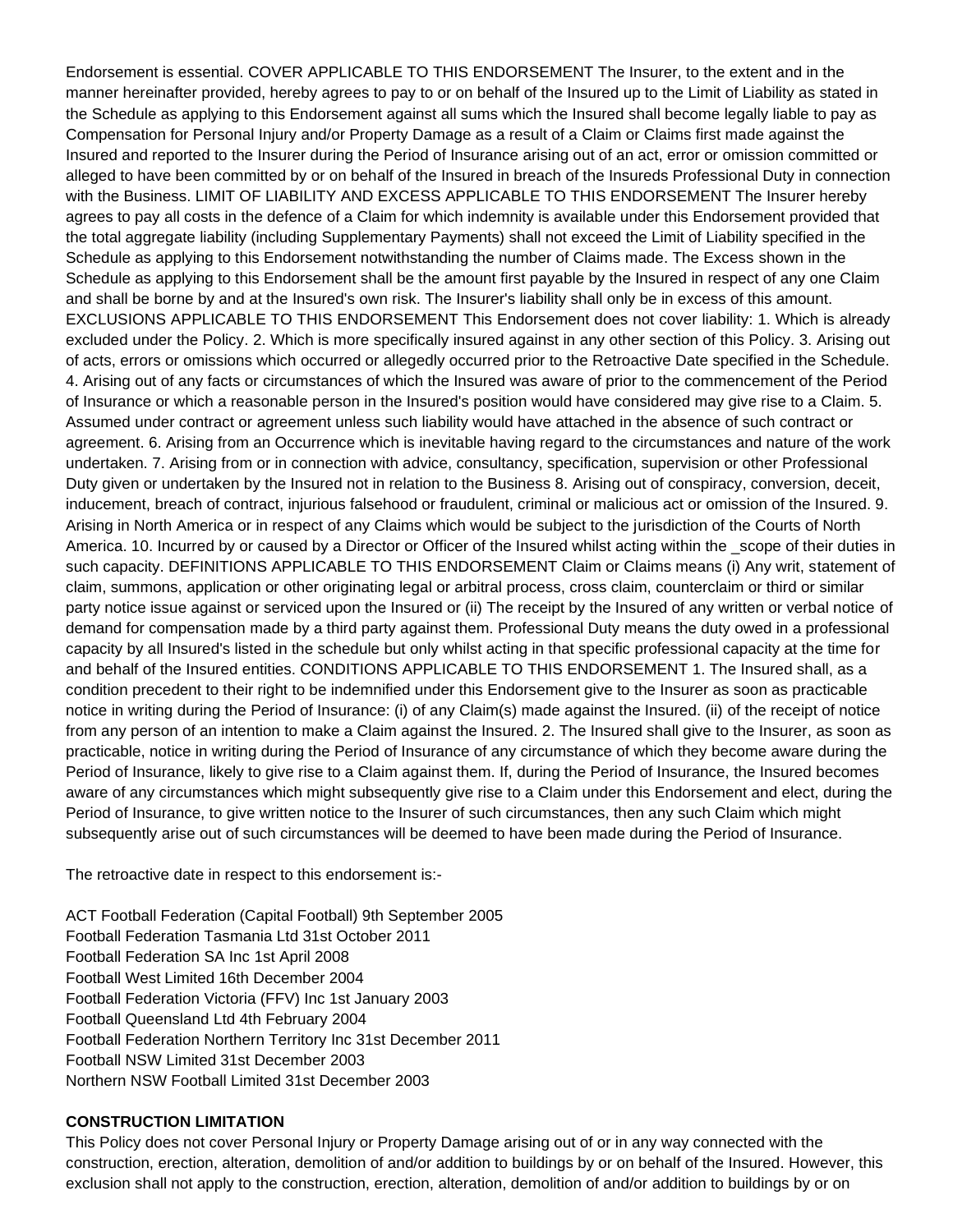Endorsement is essential. COVER APPLICABLE TO THIS ENDORSEMENT The Insurer, to the extent and in the manner hereinafter provided, hereby agrees to pay to or on behalf of the Insured up to the Limit of Liability as stated in the Schedule as applying to this Endorsement against all sums which the Insured shall become legally liable to pay as Compensation for Personal Injury and/or Property Damage as a result of a Claim or Claims first made against the Insured and reported to the Insurer during the Period of Insurance arising out of an act, error or omission committed or alleged to have been committed by or on behalf of the Insured in breach of the Insureds Professional Duty in connection with the Business. LIMIT OF LIABILITY AND EXCESS APPLICABLE TO THIS ENDORSEMENT The Insurer hereby agrees to pay all costs in the defence of a Claim for which indemnity is available under this Endorsement provided that the total aggregate liability (including Supplementary Payments) shall not exceed the Limit of Liability specified in the Schedule as applying to this Endorsement notwithstanding the number of Claims made. The Excess shown in the Schedule as applying to this Endorsement shall be the amount first payable by the Insured in respect of any one Claim and shall be borne by and at the Insured's own risk. The Insurer's liability shall only be in excess of this amount. EXCLUSIONS APPLICABLE TO THIS ENDORSEMENT This Endorsement does not cover liability: 1. Which is already excluded under the Policy. 2. Which is more specifically insured against in any other section of this Policy. 3. Arising out of acts, errors or omissions which occurred or allegedly occurred prior to the Retroactive Date specified in the Schedule. 4. Arising out of any facts or circumstances of which the Insured was aware of prior to the commencement of the Period of Insurance or which a reasonable person in the Insured's position would have considered may give rise to a Claim. 5. Assumed under contract or agreement unless such liability would have attached in the absence of such contract or agreement. 6. Arising from an Occurrence which is inevitable having regard to the circumstances and nature of the work undertaken. 7. Arising from or in connection with advice, consultancy, specification, supervision or other Professional Duty given or undertaken by the Insured not in relation to the Business 8. Arising out of conspiracy, conversion, deceit, inducement, breach of contract, injurious falsehood or fraudulent, criminal or malicious act or omission of the Insured. 9. Arising in North America or in respect of any Claims which would be subject to the jurisdiction of the Courts of North America. 10. Incurred by or caused by a Director or Officer of the Insured whilst acting within the _scope of their duties in such capacity. DEFINITIONS APPLICABLE TO THIS ENDORSEMENT Claim or Claims means (i) Any writ, statement of claim, summons, application or other originating legal or arbitral process, cross claim, counterclaim or third or similar party notice issue against or serviced upon the Insured or (ii) The receipt by the Insured of any written or verbal notice of demand for compensation made by a third party against them. Professional Duty means the duty owed in a professional capacity by all Insured's listed in the schedule but only whilst acting in that specific professional capacity at the time for and behalf of the Insured entities. CONDITIONS APPLICABLE TO THIS ENDORSEMENT 1. The Insured shall, as a condition precedent to their right to be indemnified under this Endorsement give to the Insurer as soon as practicable notice in writing during the Period of Insurance: (i) of any Claim(s) made against the Insured. (ii) of the receipt of notice from any person of an intention to make a Claim against the Insured. 2. The Insured shall give to the Insurer, as soon as practicable, notice in writing during the Period of Insurance of any circumstance of which they become aware during the Period of Insurance, likely to give rise to a Claim against them. If, during the Period of Insurance, the Insured becomes aware of any circumstances which might subsequently give rise to a Claim under this Endorsement and elect, during the Period of Insurance, to give written notice to the Insurer of such circumstances, then any such Claim which might subsequently arise out of such circumstances will be deemed to have been made during the Period of Insurance.

The retroactive date in respect to this endorsement is:-

ACT Football Federation (Capital Football) 9th September 2005
Football Federation Tasmania Ltd 31st October 2011
Football Federation SA Inc 1st April 2008
Football West Limited 16th December 2004
Football Federation Victoria (FFV) Inc 1st January 2003
Football Queensland Ltd 4th February 2004
Football Federation Northern Territory Inc 31st December 2011
Football NSW Limited 31st December 2003
Northern NSW Football Limited 31st December 2003

**CONSTRUCTION LIMITATION**

This Policy does not cover Personal Injury or Property Damage arising out of or in any way connected with the construction, erection, alteration, demolition of and/or addition to buildings by or on behalf of the Insured. However, this exclusion shall not apply to the construction, erection, alteration, demolition of and/or addition to buildings by or on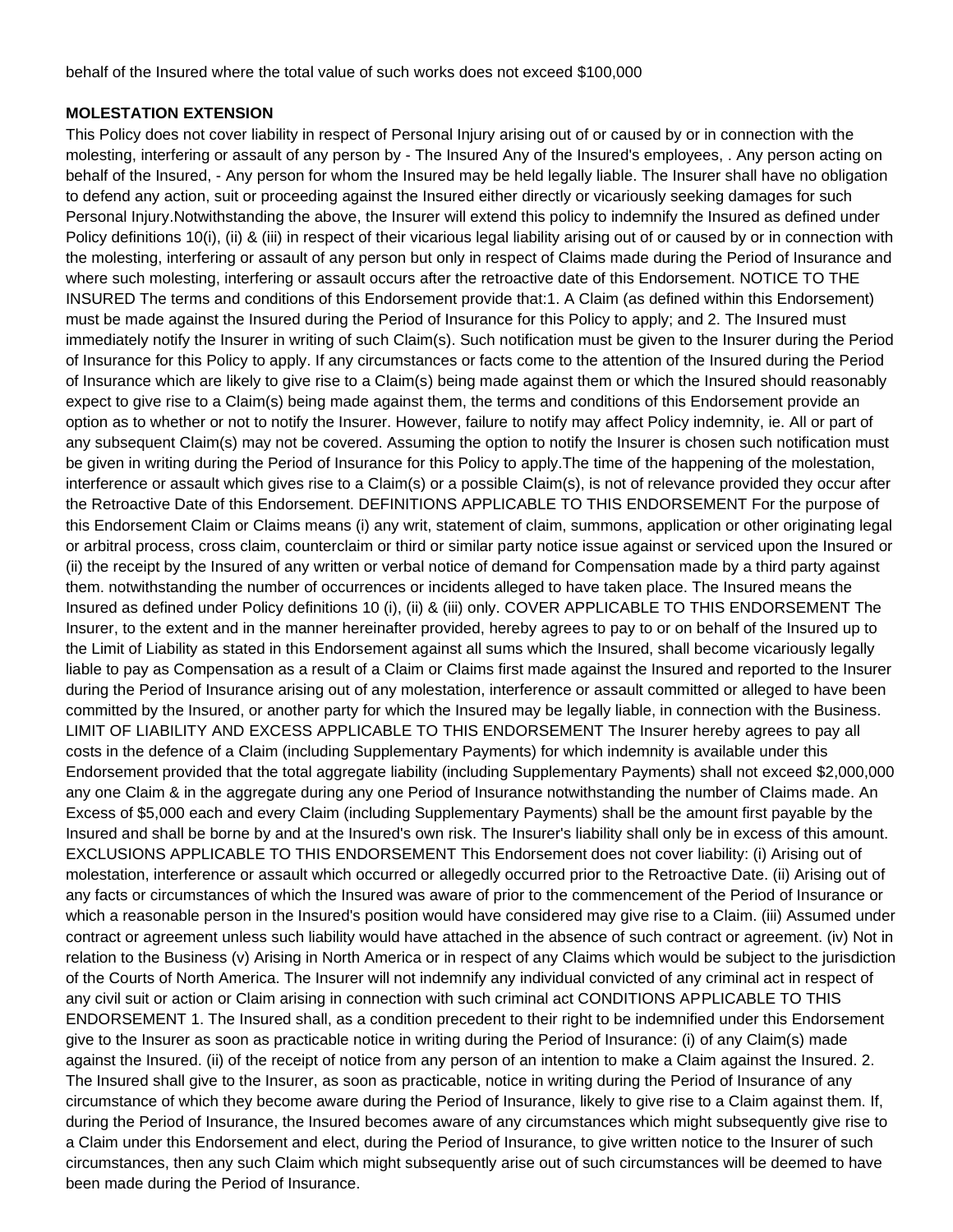behalf of the Insured where the total value of such works does not exceed $100,000

**MOLESTATION EXTENSION**

This Policy does not cover liability in respect of Personal Injury arising out of or caused by or in connection with the molesting, interfering or assault of any person by - The Insured Any of the Insured's employees, . Any person acting on behalf of the Insured, - Any person for whom the Insured may be held legally liable. The Insurer shall have no obligation to defend any action, suit or proceeding against the Insured either directly or vicariously seeking damages for such Personal Injury.Notwithstanding the above, the Insurer will extend this policy to indemnify the Insured as defined under Policy definitions 10(i), (ii) & (iii) in respect of their vicarious legal liability arising out of or caused by or in connection with the molesting, interfering or assault of any person but only in respect of Claims made during the Period of Insurance and where such molesting, interfering or assault occurs after the retroactive date of this Endorsement. NOTICE TO THE INSURED The terms and conditions of this Endorsement provide that:1. A Claim (as defined within this Endorsement) must be made against the Insured during the Period of Insurance for this Policy to apply; and 2. The Insured must immediately notify the Insurer in writing of such Claim(s). Such notification must be given to the Insurer during the Period of Insurance for this Policy to apply. If any circumstances or facts come to the attention of the Insured during the Period of Insurance which are likely to give rise to a Claim(s) being made against them or which the Insured should reasonably expect to give rise to a Claim(s) being made against them, the terms and conditions of this Endorsement provide an option as to whether or not to notify the Insurer. However, failure to notify may affect Policy indemnity, ie. All or part of any subsequent Claim(s) may not be covered. Assuming the option to notify the Insurer is chosen such notification must be given in writing during the Period of Insurance for this Policy to apply.The time of the happening of the molestation, interference or assault which gives rise to a Claim(s) or a possible Claim(s), is not of relevance provided they occur after the Retroactive Date of this Endorsement. DEFINITIONS APPLICABLE TO THIS ENDORSEMENT For the purpose of this Endorsement Claim or Claims means (i) any writ, statement of claim, summons, application or other originating legal or arbitral process, cross claim, counterclaim or third or similar party notice issue against or serviced upon the Insured or (ii) the receipt by the Insured of any written or verbal notice of demand for Compensation made by a third party against them. notwithstanding the number of occurrences or incidents alleged to have taken place. The Insured means the Insured as defined under Policy definitions 10 (i), (ii) & (iii) only. COVER APPLICABLE TO THIS ENDORSEMENT The Insurer, to the extent and in the manner hereinafter provided, hereby agrees to pay to or on behalf of the Insured up to the Limit of Liability as stated in this Endorsement against all sums which the Insured, shall become vicariously legally liable to pay as Compensation as a result of a Claim or Claims first made against the Insured and reported to the Insurer during the Period of Insurance arising out of any molestation, interference or assault committed or alleged to have been committed by the Insured, or another party for which the Insured may be legally liable, in connection with the Business. LIMIT OF LIABILITY AND EXCESS APPLICABLE TO THIS ENDORSEMENT The Insurer hereby agrees to pay all costs in the defence of a Claim (including Supplementary Payments) for which indemnity is available under this Endorsement provided that the total aggregate liability (including Supplementary Payments) shall not exceed $2,000,000 any one Claim & in the aggregate during any one Period of Insurance notwithstanding the number of Claims made. An Excess of $5,000 each and every Claim (including Supplementary Payments) shall be the amount first payable by the Insured and shall be borne by and at the Insured's own risk. The Insurer's liability shall only be in excess of this amount. EXCLUSIONS APPLICABLE TO THIS ENDORSEMENT This Endorsement does not cover liability: (i) Arising out of molestation, interference or assault which occurred or allegedly occurred prior to the Retroactive Date. (ii) Arising out of any facts or circumstances of which the Insured was aware of prior to the commencement of the Period of Insurance or which a reasonable person in the Insured's position would have considered may give rise to a Claim. (iii) Assumed under contract or agreement unless such liability would have attached in the absence of such contract or agreement. (iv) Not in relation to the Business (v) Arising in North America or in respect of any Claims which would be subject to the jurisdiction of the Courts of North America. The Insurer will not indemnify any individual convicted of any criminal act in respect of any civil suit or action or Claim arising in connection with such criminal act CONDITIONS APPLICABLE TO THIS ENDORSEMENT 1. The Insured shall, as a condition precedent to their right to be indemnified under this Endorsement give to the Insurer as soon as practicable notice in writing during the Period of Insurance: (i) of any Claim(s) made against the Insured. (ii) of the receipt of notice from any person of an intention to make a Claim against the Insured. 2. The Insured shall give to the Insurer, as soon as practicable, notice in writing during the Period of Insurance of any circumstance of which they become aware during the Period of Insurance, likely to give rise to a Claim against them. If, during the Period of Insurance, the Insured becomes aware of any circumstances which might subsequently give rise to a Claim under this Endorsement and elect, during the Period of Insurance, to give written notice to the Insurer of such circumstances, then any such Claim which might subsequently arise out of such circumstances will be deemed to have been made during the Period of Insurance.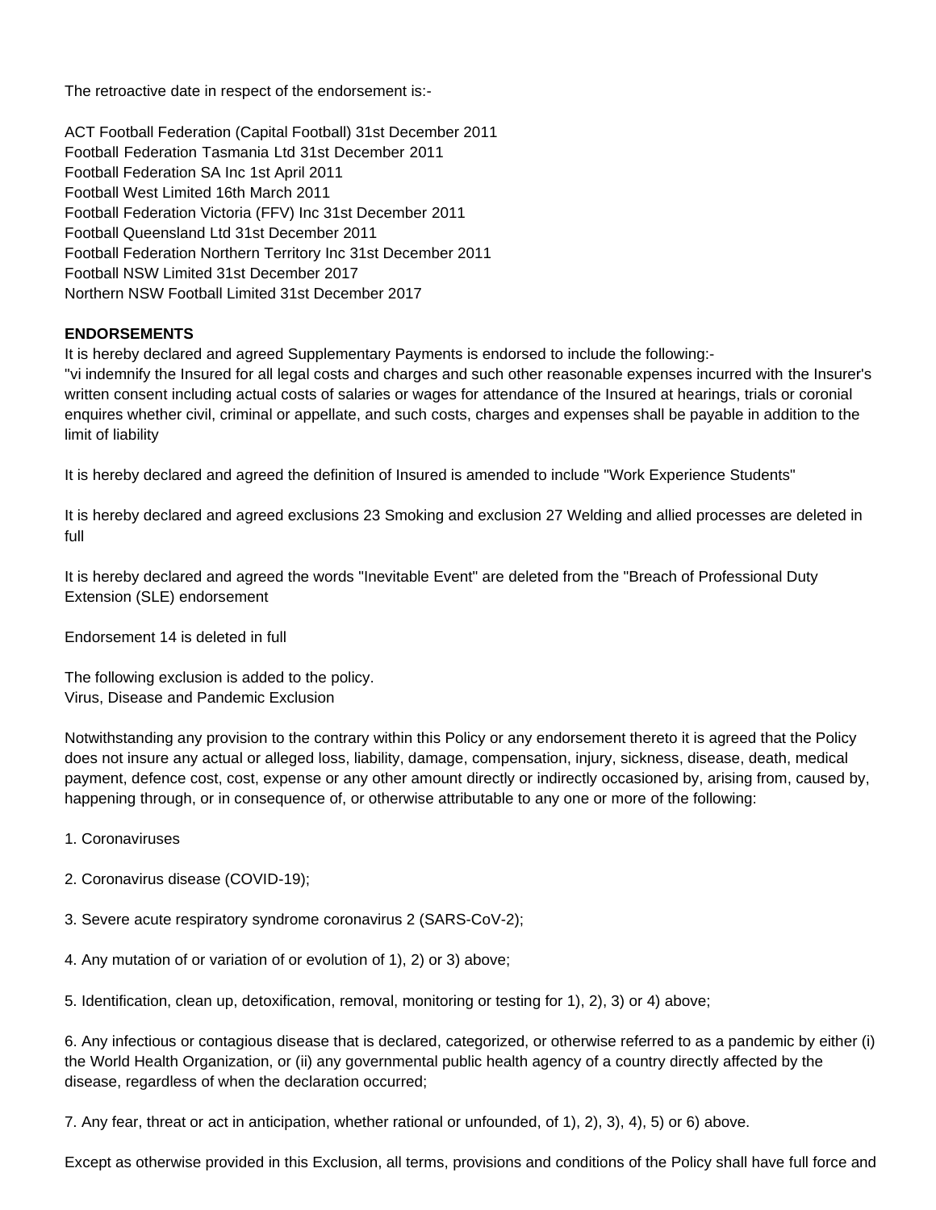The retroactive date in respect of the endorsement is:-

ACT Football Federation (Capital Football) 31st December 2011
Football Federation Tasmania Ltd 31st December 2011
Football Federation SA Inc 1st April 2011
Football West Limited 16th March 2011
Football Federation Victoria (FFV) Inc 31st December 2011
Football Queensland Ltd 31st December 2011
Football Federation Northern Territory Inc 31st December 2011
Football NSW Limited 31st December 2017
Northern NSW Football Limited 31st December 2017

**ENDORSEMENTS**

It is hereby declared and agreed Supplementary Payments is endorsed to include the following:-
"vi indemnify the Insured for all legal costs and charges and such other reasonable expenses incurred with the Insurer's written consent including actual costs of salaries or wages for attendance of the Insured at hearings, trials or coronial enquires whether civil, criminal or appellate, and such costs, charges and expenses shall be payable in addition to the limit of liability

It is hereby declared and agreed the definition of Insured is amended to include "Work Experience Students"

It is hereby declared and agreed exclusions 23 Smoking and exclusion 27 Welding and allied processes are deleted in full

It is hereby declared and agreed the words "Inevitable Event" are deleted from the "Breach of Professional Duty Extension (SLE) endorsement

Endorsement 14 is deleted in full

The following exclusion is added to the policy.
Virus, Disease and Pandemic Exclusion

Notwithstanding any provision to the contrary within this Policy or any endorsement thereto it is agreed that the Policy does not insure any actual or alleged loss, liability, damage, compensation, injury, sickness, disease, death, medical payment, defence cost, cost, expense or any other amount directly or indirectly occasioned by, arising from, caused by, happening through, or in consequence of, or otherwise attributable to any one or more of the following:

1. Coronaviruses

2. Coronavirus disease (COVID-19);

3. Severe acute respiratory syndrome coronavirus 2 (SARS-CoV-2);

4. Any mutation of or variation of or evolution of 1), 2) or 3) above;

5. Identification, clean up, detoxification, removal, monitoring or testing for 1), 2), 3) or 4) above;

6. Any infectious or contagious disease that is declared, categorized, or otherwise referred to as a pandemic by either (i) the World Health Organization, or (ii) any governmental public health agency of a country directly affected by the disease, regardless of when the declaration occurred;

7. Any fear, threat or act in anticipation, whether rational or unfounded, of 1), 2), 3), 4), 5) or 6) above.

Except as otherwise provided in this Exclusion, all terms, provisions and conditions of the Policy shall have full force and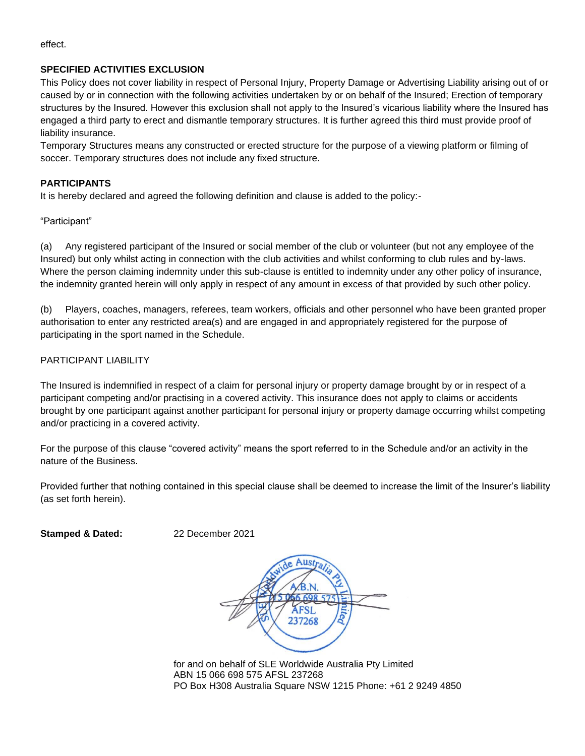effect.

**SPECIFIED ACTIVITIES EXCLUSION**

This Policy does not cover liability in respect of Personal Injury, Property Damage or Advertising Liability arising out of or caused by or in connection with the following activities undertaken by or on behalf of the Insured; Erection of temporary structures by the Insured. However this exclusion shall not apply to the Insured's vicarious liability where the Insured has engaged a third party to erect and dismantle temporary structures. It is further agreed this third must provide proof of liability insurance.

Temporary Structures means any constructed or erected structure for the purpose of a viewing platform or filming of soccer. Temporary structures does not include any fixed structure.

**PARTICIPANTS**

It is hereby declared and agreed the following definition and clause is added to the policy:-

"Participant"

(a) Any registered participant of the Insured or social member of the club or volunteer (but not any employee of the Insured) but only whilst acting in connection with the club activities and whilst conforming to club rules and by-laws. Where the person claiming indemnity under this sub-clause is entitled to indemnity under any other policy of insurance, the indemnity granted herein will only apply in respect of any amount in excess of that provided by such other policy.

(b) Players, coaches, managers, referees, team workers, officials and other personnel who have been granted proper authorisation to enter any restricted area(s) and are engaged in and appropriately registered for the purpose of participating in the sport named in the Schedule.

PARTICIPANT LIABILITY

The Insured is indemnified in respect of a claim for personal injury or property damage brought by or in respect of a participant competing and/or practising in a covered activity. This insurance does not apply to claims or accidents brought by one participant against another participant for personal injury or property damage occurring whilst competing and/or practicing in a covered activity.

For the purpose of this clause "covered activity" means the sport referred to in the Schedule and/or an activity in the nature of the Business.

Provided further that nothing contained in this special clause shall be deemed to increase the limit of the Insurer's liability (as set forth herein).

**Stamped & Dated:** 22 December 2021

SLE Worldwide Australia Pty Limited A.B.N. 15 066 698 575 AFSL 237268

for and on behalf of SLE Worldwide Australia Pty Limited
ABN 15 066 698 575 AFSL 237268
PO Box H308 Australia Square NSW 1215 Phone: +61 2 9249 4850